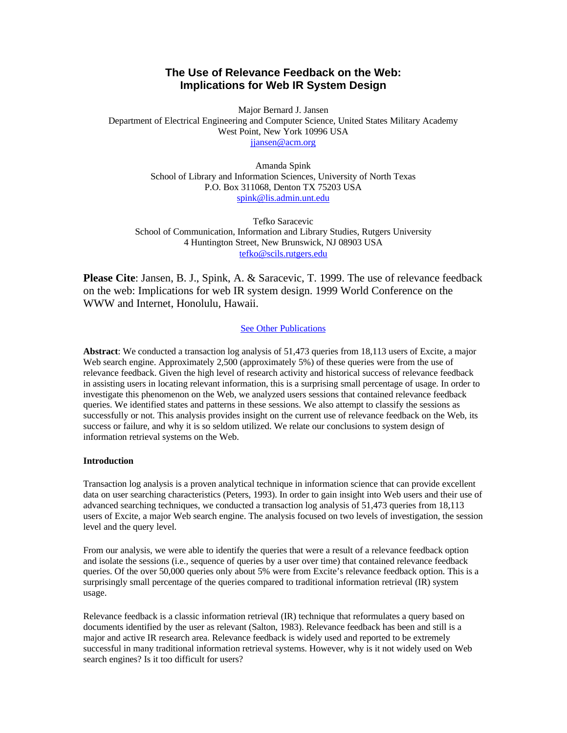# The Use of Relevance Feedback on the Web: Implications for Web IR System Design

Major Bernard J. Jansen
Department of Electrical Engineering and Computer Science, United States Military Academy
West Point, New York 10996 USA
jjansen@acm.org

Amanda Spink
School of Library and Information Sciences, University of North Texas
P.O. Box 311068, Denton TX 75203 USA
spink@lis.admin.unt.edu

Tefko Saracevic
School of Communication, Information and Library Studies, Rutgers University
4 Huntington Street, New Brunswick, NJ 08903 USA
tefko@scils.rutgers.edu

**Please Cite**: Jansen, B. J., Spink, A. & Saracevic, T. 1999. The use of relevance feedback on the web: Implications for web IR system design. 1999 World Conference on the WWW and Internet, Honolulu, Hawaii.

See Other Publications

**Abstract**: We conducted a transaction log analysis of 51,473 queries from 18,113 users of Excite, a major Web search engine. Approximately 2,500 (approximately 5%) of these queries were from the use of relevance feedback. Given the high level of research activity and historical success of relevance feedback in assisting users in locating relevant information, this is a surprising small percentage of usage. In order to investigate this phenomenon on the Web, we analyzed users sessions that contained relevance feedback queries. We identified states and patterns in these sessions. We also attempt to classify the sessions as successfully or not. This analysis provides insight on the current use of relevance feedback on the Web, its success or failure, and why it is so seldom utilized. We relate our conclusions to system design of information retrieval systems on the Web.

## Introduction

Transaction log analysis is a proven analytical technique in information science that can provide excellent data on user searching characteristics (Peters, 1993). In order to gain insight into Web users and their use of advanced searching techniques, we conducted a transaction log analysis of 51,473 queries from 18,113 users of Excite, a major Web search engine. The analysis focused on two levels of investigation, the session level and the query level.

From our analysis, we were able to identify the queries that were a result of a relevance feedback option and isolate the sessions (i.e., sequence of queries by a user over time) that contained relevance feedback queries. Of the over 50,000 queries only about 5% were from Excite's relevance feedback option. This is a surprisingly small percentage of the queries compared to traditional information retrieval (IR) system usage.

Relevance feedback is a classic information retrieval (IR) technique that reformulates a query based on documents identified by the user as relevant (Salton, 1983). Relevance feedback has been and still is a major and active IR research area. Relevance feedback is widely used and reported to be extremely successful in many traditional information retrieval systems. However, why is it not widely used on Web search engines? Is it too difficult for users?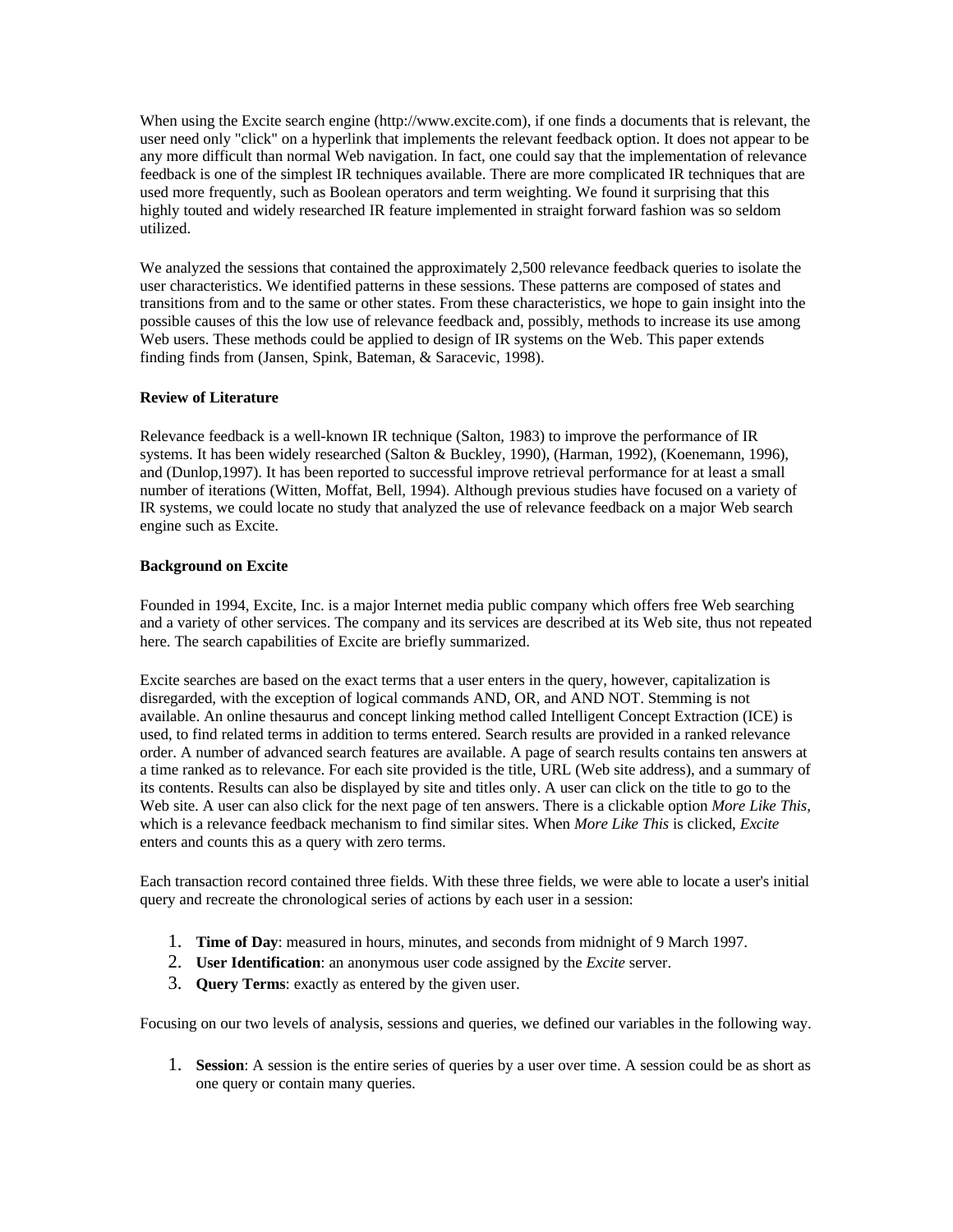When using the Excite search engine (http://www.excite.com), if one finds a documents that is relevant, the user need only "click" on a hyperlink that implements the relevant feedback option. It does not appear to be any more difficult than normal Web navigation. In fact, one could say that the implementation of relevance feedback is one of the simplest IR techniques available. There are more complicated IR techniques that are used more frequently, such as Boolean operators and term weighting. We found it surprising that this highly touted and widely researched IR feature implemented in straight forward fashion was so seldom utilized.

We analyzed the sessions that contained the approximately 2,500 relevance feedback queries to isolate the user characteristics. We identified patterns in these sessions. These patterns are composed of states and transitions from and to the same or other states. From these characteristics, we hope to gain insight into the possible causes of this the low use of relevance feedback and, possibly, methods to increase its use among Web users. These methods could be applied to design of IR systems on the Web. This paper extends finding finds from (Jansen, Spink, Bateman, & Saracevic, 1998).

**Review of Literature**

Relevance feedback is a well-known IR technique (Salton, 1983) to improve the performance of IR systems. It has been widely researched (Salton & Buckley, 1990), (Harman, 1992), (Koenemann, 1996), and (Dunlop,1997). It has been reported to successful improve retrieval performance for at least a small number of iterations (Witten, Moffat, Bell, 1994). Although previous studies have focused on a variety of IR systems, we could locate no study that analyzed the use of relevance feedback on a major Web search engine such as Excite.

**Background on Excite**

Founded in 1994, Excite, Inc. is a major Internet media public company which offers free Web searching and a variety of other services. The company and its services are described at its Web site, thus not repeated here. The search capabilities of Excite are briefly summarized.

Excite searches are based on the exact terms that a user enters in the query, however, capitalization is disregarded, with the exception of logical commands AND, OR, and AND NOT. Stemming is not available. An online thesaurus and concept linking method called Intelligent Concept Extraction (ICE) is used, to find related terms in addition to terms entered. Search results are provided in a ranked relevance order. A number of advanced search features are available. A page of search results contains ten answers at a time ranked as to relevance. For each site provided is the title, URL (Web site address), and a summary of its contents. Results can also be displayed by site and titles only. A user can click on the title to go to the Web site. A user can also click for the next page of ten answers. There is a clickable option *More Like This*, which is a relevance feedback mechanism to find similar sites. When *More Like This* is clicked, *Excite* enters and counts this as a query with zero terms.

Each transaction record contained three fields. With these three fields, we were able to locate a user's initial query and recreate the chronological series of actions by each user in a session:

1. **Time of Day**: measured in hours, minutes, and seconds from midnight of 9 March 1997.
2. **User Identification**: an anonymous user code assigned by the *Excite* server.
3. **Query Terms**: exactly as entered by the given user.

Focusing on our two levels of analysis, sessions and queries, we defined our variables in the following way.

1. **Session**: A session is the entire series of queries by a user over time. A session could be as short as one query or contain many queries.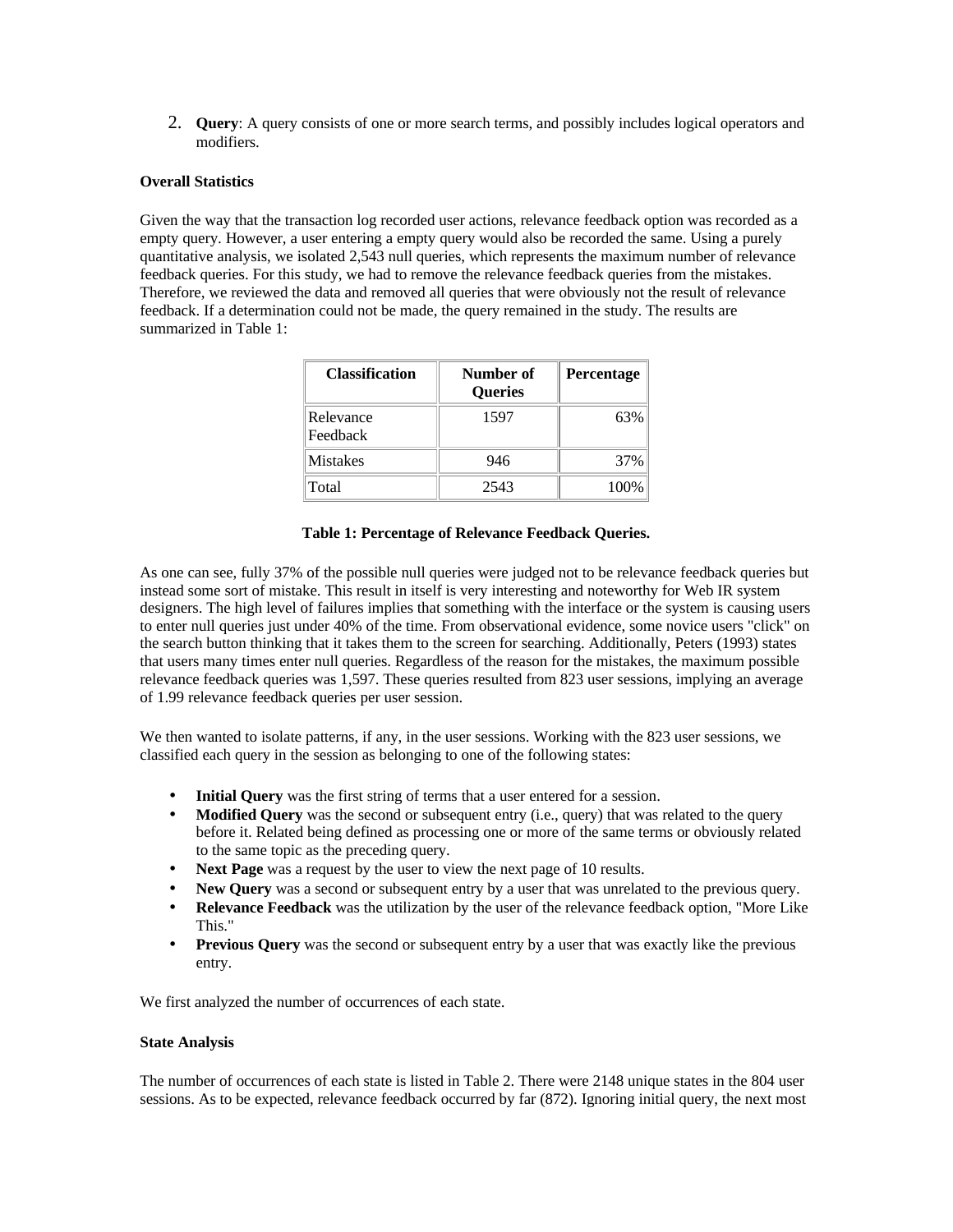2. **Query**: A query consists of one or more search terms, and possibly includes logical operators and modifiers.

**Overall Statistics**

Given the way that the transaction log recorded user actions, relevance feedback option was recorded as a empty query. However, a user entering a empty query would also be recorded the same. Using a purely quantitative analysis, we isolated 2,543 null queries, which represents the maximum number of relevance feedback queries. For this study, we had to remove the relevance feedback queries from the mistakes. Therefore, we reviewed the data and removed all queries that were obviously not the result of relevance feedback. If a determination could not be made, the query remained in the study. The results are summarized in Table 1:

| Classification | Number of Queries | Percentage |
|---|---|---|
| Relevance Feedback | 1597 | 63% |
| Mistakes | 946 | 37% |
| Total | 2543 | 100% |

**Table 1: Percentage of Relevance Feedback Queries.**

As one can see, fully 37% of the possible null queries were judged not to be relevance feedback queries but instead some sort of mistake. This result in itself is very interesting and noteworthy for Web IR system designers. The high level of failures implies that something with the interface or the system is causing users to enter null queries just under 40% of the time. From observational evidence, some novice users "click" on the search button thinking that it takes them to the screen for searching. Additionally, Peters (1993) states that users many times enter null queries. Regardless of the reason for the mistakes, the maximum possible relevance feedback queries was 1,597. These queries resulted from 823 user sessions, implying an average of 1.99 relevance feedback queries per user session.

We then wanted to isolate patterns, if any, in the user sessions. Working with the 823 user sessions, we classified each query in the session as belonging to one of the following states:

- **Initial Query** was the first string of terms that a user entered for a session.
- **Modified Query** was the second or subsequent entry (i.e., query) that was related to the query before it. Related being defined as processing one or more of the same terms or obviously related to the same topic as the preceding query.
- **Next Page** was a request by the user to view the next page of 10 results.
- **New Query** was a second or subsequent entry by a user that was unrelated to the previous query.
- **Relevance Feedback** was the utilization by the user of the relevance feedback option, "More Like This."
- **Previous Query** was the second or subsequent entry by a user that was exactly like the previous entry.

We first analyzed the number of occurrences of each state.

**State Analysis**

The number of occurrences of each state is listed in Table 2. There were 2148 unique states in the 804 user sessions. As to be expected, relevance feedback occurred by far (872). Ignoring initial query, the next most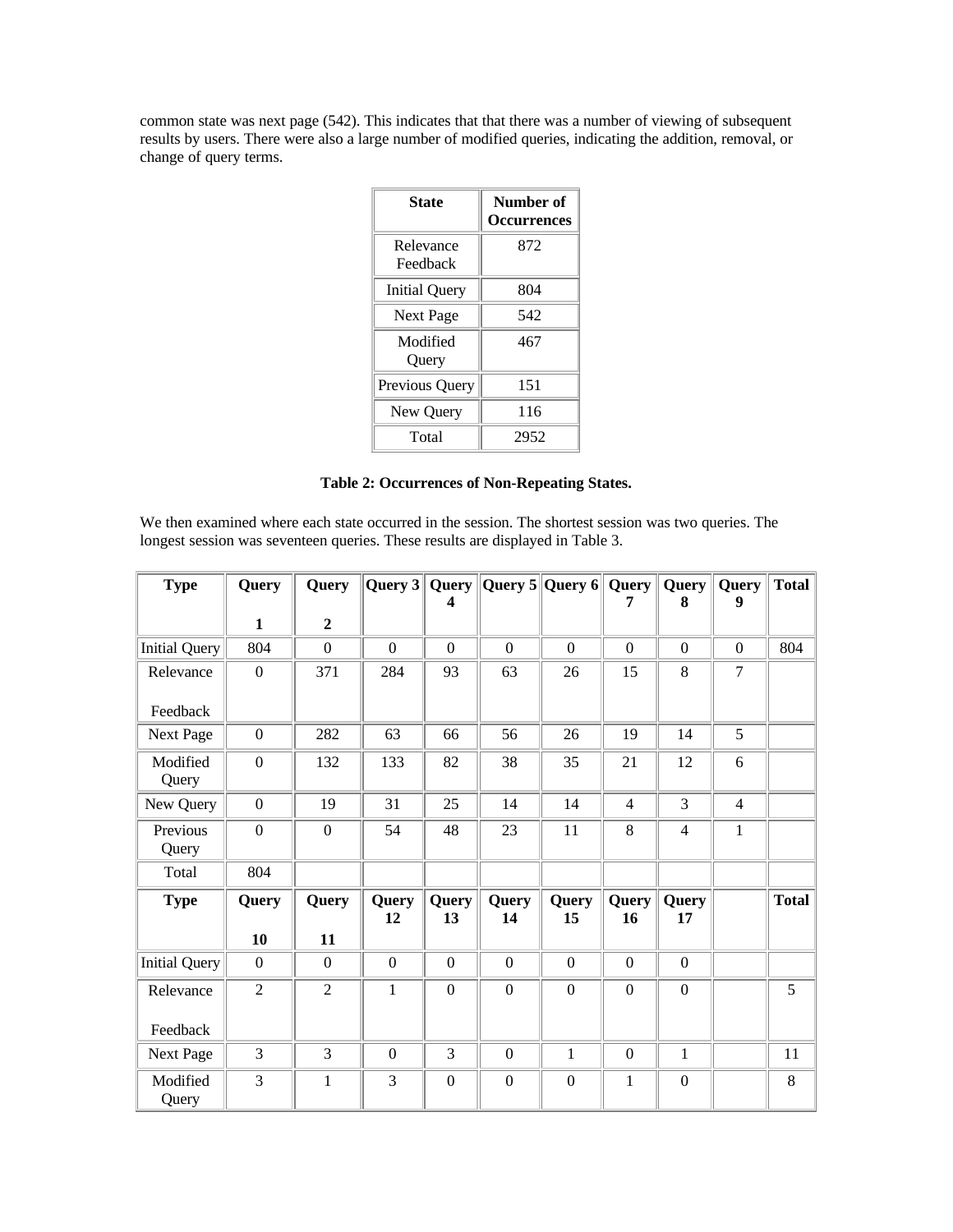common state was next page (542). This indicates that that there was a number of viewing of subsequent results by users. There were also a large number of modified queries, indicating the addition, removal, or change of query terms.

| State | Number of Occurrences |
| --- | --- |
| Relevance Feedback | 872 |
| Initial Query | 804 |
| Next Page | 542 |
| Modified Query | 467 |
| Previous Query | 151 |
| New Query | 116 |
| Total | 2952 |

**Table 2: Occurrences of Non-Repeating States.**

We then examined where each state occurred in the session. The shortest session was two queries. The longest session was seventeen queries. These results are displayed in Table 3.

| Type | Query 1 | Query 2 | Query 3 | Query 4 | Query 5 | Query 6 | Query 7 | Query 8 | Query 9 | Total |
| --- | --- | --- | --- | --- | --- | --- | --- | --- | --- | --- |
| Initial Query | 804 | 0 | 0 | 0 | 0 | 0 | 0 | 0 | 0 | 804 |
| Relevance Feedback | 0 | 371 | 284 | 93 | 63 | 26 | 15 | 8 | 7 | |
| Next Page | 0 | 282 | 63 | 66 | 56 | 26 | 19 | 14 | 5 | |
| Modified Query | 0 | 132 | 133 | 82 | 38 | 35 | 21 | 12 | 6 | |
| New Query | 0 | 19 | 31 | 25 | 14 | 14 | 4 | 3 | 4 | |
| Previous Query | 0 | 0 | 54 | 48 | 23 | 11 | 8 | 4 | 1 | |
| Total | 804 | | | | | | | | | |
| **Type** | **Query 10** | **Query 11** | **Query 12** | **Query 13** | **Query 14** | **Query 15** | **Query 16** | **Query 17** | | **Total** |
| Initial Query | 0 | 0 | 0 | 0 | 0 | 0 | 0 | 0 | | |
| Relevance Feedback | 2 | 2 | 1 | 0 | 0 | 0 | 0 | 0 | | 5 |
| Next Page | 3 | 3 | 0 | 3 | 0 | 1 | 0 | 1 | | 11 |
| Modified Query | 3 | 1 | 3 | 0 | 0 | 0 | 1 | 0 | | 8 |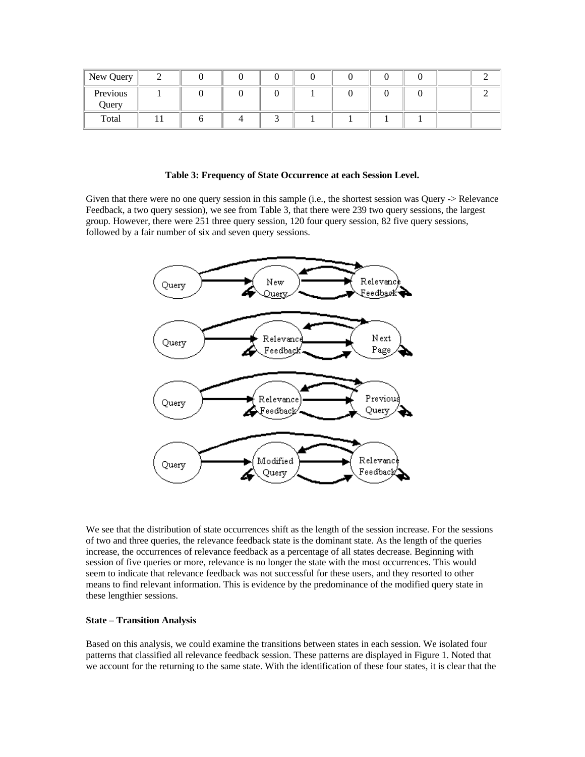| New Query | 2 | 0 | 0 | 0 | 0 | 0 | 0 | 0 | | 2 |
|---|---|---|---|---|---|---|---|---|---|---|
| Previous Query | 1 | 0 | 0 | 0 | 1 | 0 | 0 | 0 | | 2 |
| Total | 11 | 6 | 4 | 3 | 1 | 1 | 1 | 1 | | |

**Table 3: Frequency of State Occurrence at each Session Level.**

Given that there were no one query session in this sample (i.e., the shortest session was Query -> Relevance Feedback, a two query session), we see from Table 3, that there were 239 two query sessions, the largest group. However, there were 251 three query session, 120 four query session, 82 five query sessions, followed by a fair number of six and seven query sessions.

We see that the distribution of state occurrences shift as the length of the session increase. For the sessions of two and three queries, the relevance feedback state is the dominant state. As the length of the queries increase, the occurrences of relevance feedback as a percentage of all states decrease. Beginning with session of five queries or more, relevance is no longer the state with the most occurrences. This would seem to indicate that relevance feedback was not successful for these users, and they resorted to other means to find relevant information. This is evidence by the predominance of the modified query state in these lengthier sessions.

**State – Transition Analysis**

Based on this analysis, we could examine the transitions between states in each session. We isolated four patterns that classified all relevance feedback session. These patterns are displayed in Figure 1. Noted that we account for the returning to the same state. With the identification of these four states, it is clear that the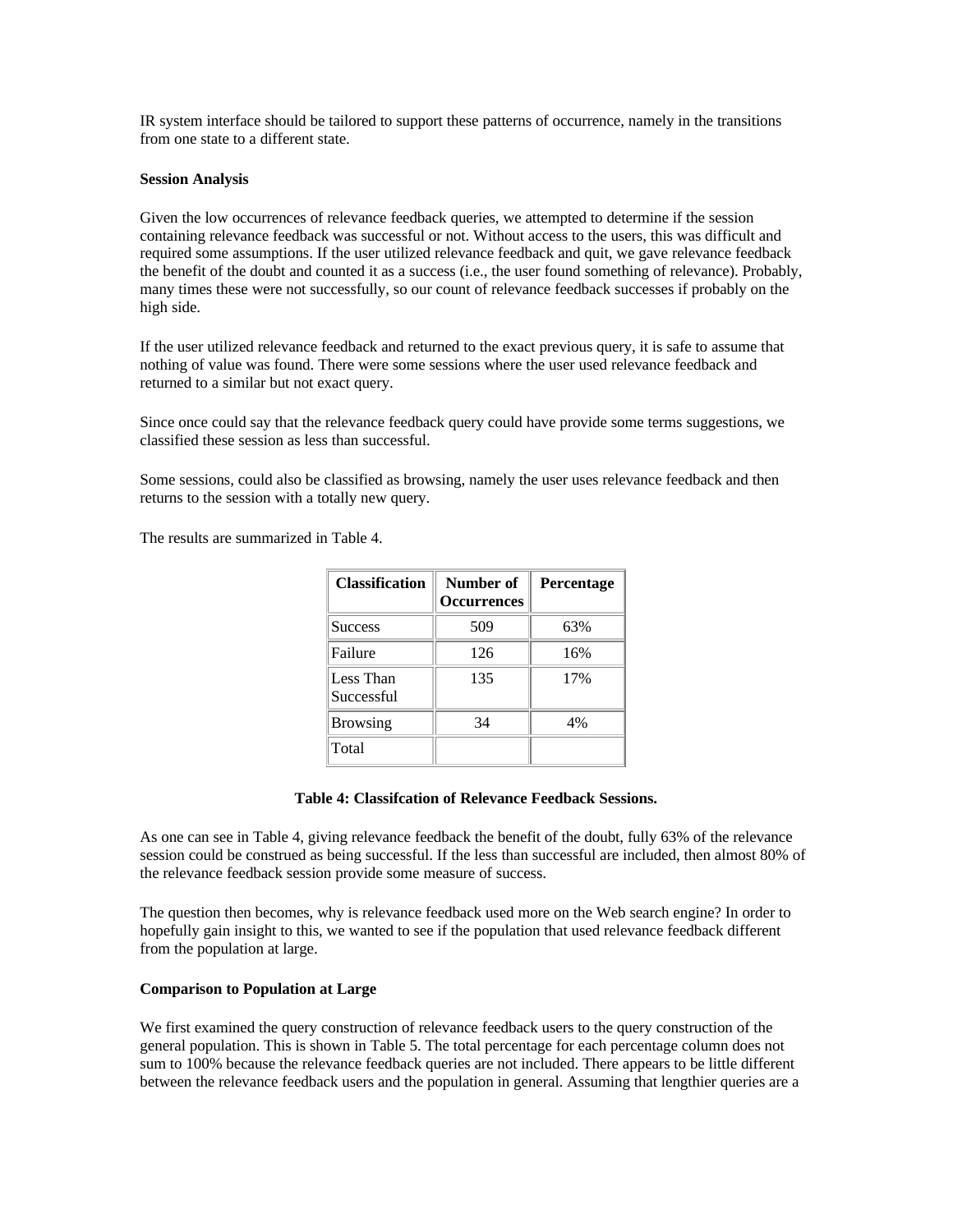IR system interface should be tailored to support these patterns of occurrence, namely in the transitions from one state to a different state.

**Session Analysis**

Given the low occurrences of relevance feedback queries, we attempted to determine if the session containing relevance feedback was successful or not. Without access to the users, this was difficult and required some assumptions. If the user utilized relevance feedback and quit, we gave relevance feedback the benefit of the doubt and counted it as a success (i.e., the user found something of relevance). Probably, many times these were not successfully, so our count of relevance feedback successes if probably on the high side.

If the user utilized relevance feedback and returned to the exact previous query, it is safe to assume that nothing of value was found. There were some sessions where the user used relevance feedback and returned to a similar but not exact query.

Since once could say that the relevance feedback query could have provide some terms suggestions, we classified these session as less than successful.

Some sessions, could also be classified as browsing, namely the user uses relevance feedback and then returns to the session with a totally new query.

The results are summarized in Table 4.

| Classification | Number of Occurrences | Percentage |
|---|---|---|
| Success | 509 | 63% |
| Failure | 126 | 16% |
| Less Than Successful | 135 | 17% |
| Browsing | 34 | 4% |
| Total | | |

**Table 4: Classifcation of Relevance Feedback Sessions.**

As one can see in Table 4, giving relevance feedback the benefit of the doubt, fully 63% of the relevance session could be construed as being successful. If the less than successful are included, then almost 80% of the relevance feedback session provide some measure of success.

The question then becomes, why is relevance feedback used more on the Web search engine? In order to hopefully gain insight to this, we wanted to see if the population that used relevance feedback different from the population at large.

**Comparison to Population at Large**

We first examined the query construction of relevance feedback users to the query construction of the general population. This is shown in Table 5. The total percentage for each percentage column does not sum to 100% because the relevance feedback queries are not included. There appears to be little different between the relevance feedback users and the population in general. Assuming that lengthier queries are a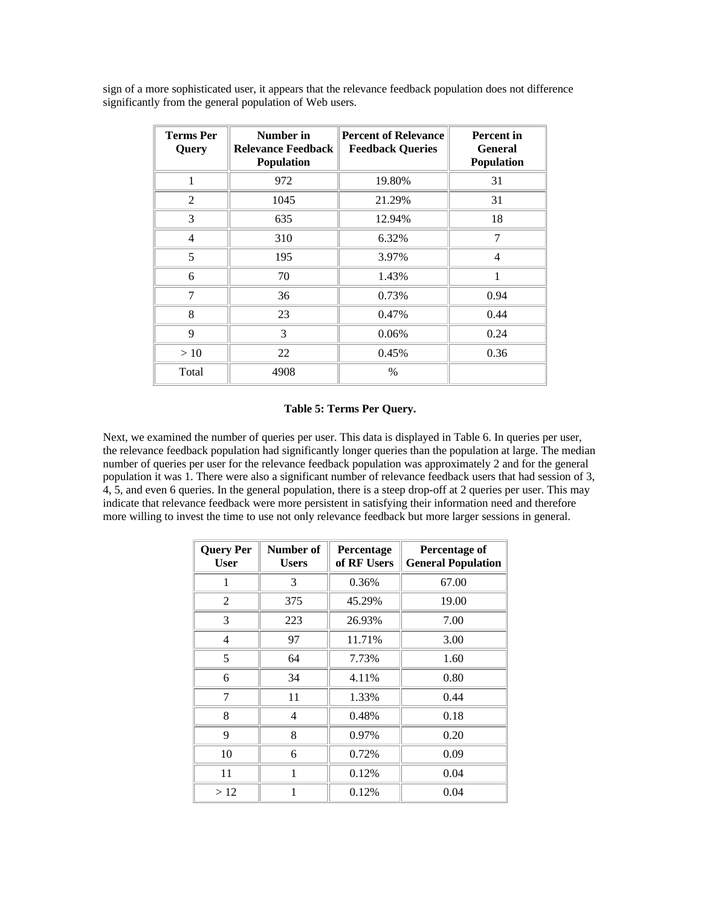sign of a more sophisticated user, it appears that the relevance feedback population does not difference significantly from the general population of Web users.

| Terms Per Query | Number in Relevance Feedback Population | Percent of Relevance Feedback Queries | Percent in General Population |
|---|---|---|---|
| 1 | 972 | 19.80% | 31 |
| 2 | 1045 | 21.29% | 31 |
| 3 | 635 | 12.94% | 18 |
| 4 | 310 | 6.32% | 7 |
| 5 | 195 | 3.97% | 4 |
| 6 | 70 | 1.43% | 1 |
| 7 | 36 | 0.73% | 0.94 |
| 8 | 23 | 0.47% | 0.44 |
| 9 | 3 | 0.06% | 0.24 |
| > 10 | 22 | 0.45% | 0.36 |
| Total | 4908 | % | |

**Table 5: Terms Per Query.**

Next, we examined the number of queries per user. This data is displayed in Table 6. In queries per user, the relevance feedback population had significantly longer queries than the population at large. The median number of queries per user for the relevance feedback population was approximately 2 and for the general population it was 1. There were also a significant number of relevance feedback users that had session of 3, 4, 5, and even 6 queries. In the general population, there is a steep drop-off at 2 queries per user. This may indicate that relevance feedback were more persistent in satisfying their information need and therefore more willing to invest the time to use not only relevance feedback but more larger sessions in general.

| Query Per User | Number of Users | Percentage of RF Users | Percentage of General Population |
|---|---|---|---|
| 1 | 3 | 0.36% | 67.00 |
| 2 | 375 | 45.29% | 19.00 |
| 3 | 223 | 26.93% | 7.00 |
| 4 | 97 | 11.71% | 3.00 |
| 5 | 64 | 7.73% | 1.60 |
| 6 | 34 | 4.11% | 0.80 |
| 7 | 11 | 1.33% | 0.44 |
| 8 | 4 | 0.48% | 0.18 |
| 9 | 8 | 0.97% | 0.20 |
| 10 | 6 | 0.72% | 0.09 |
| 11 | 1 | 0.12% | 0.04 |
| > 12 | 1 | 0.12% | 0.04 |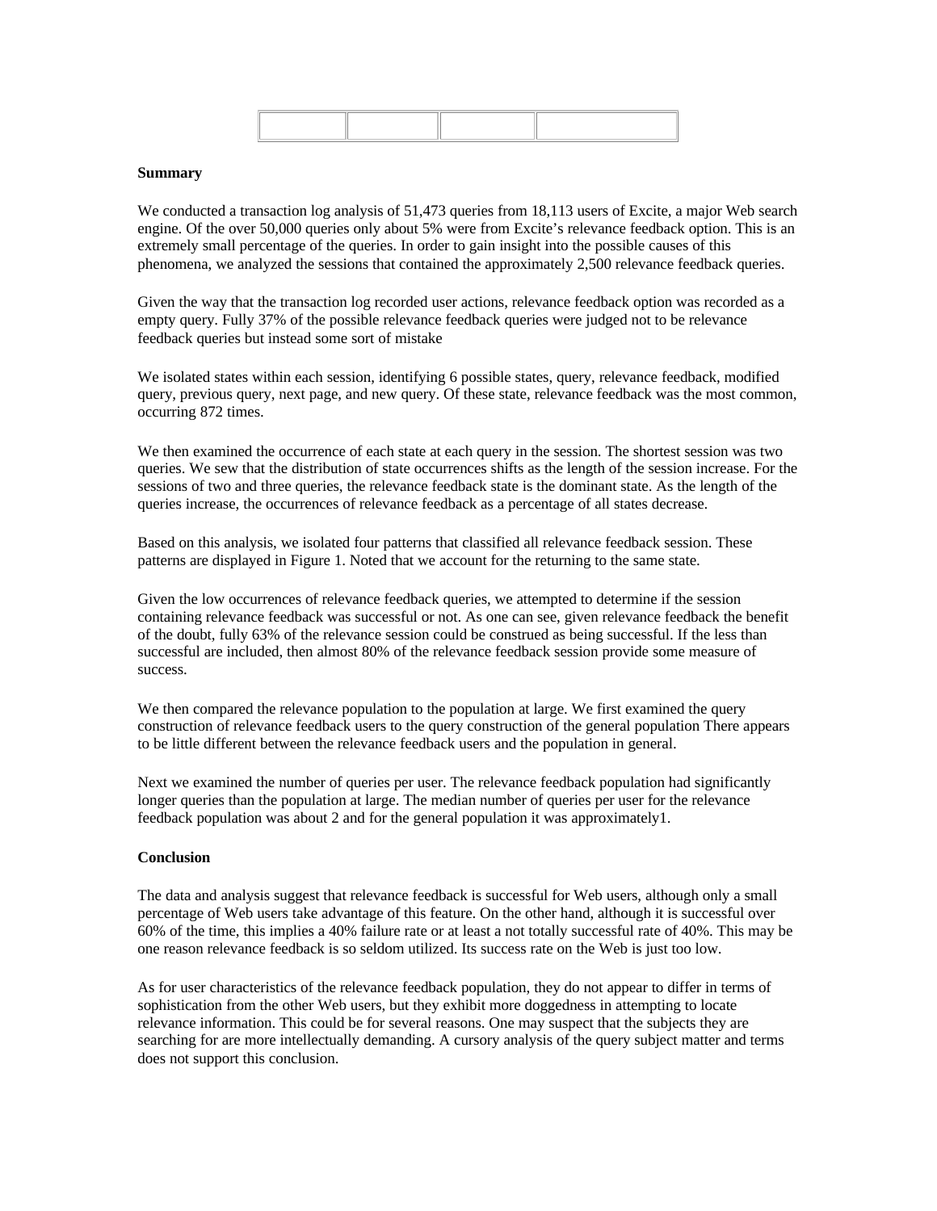| | | | |
|---|---|---|---|

**Summary**

We conducted a transaction log analysis of 51,473 queries from 18,113 users of Excite, a major Web search engine. Of the over 50,000 queries only about 5% were from Excite's relevance feedback option. This is an extremely small percentage of the queries. In order to gain insight into the possible causes of this phenomena, we analyzed the sessions that contained the approximately 2,500 relevance feedback queries.

Given the way that the transaction log recorded user actions, relevance feedback option was recorded as a empty query. Fully 37% of the possible relevance feedback queries were judged not to be relevance feedback queries but instead some sort of mistake

We isolated states within each session, identifying 6 possible states, query, relevance feedback, modified query, previous query, next page, and new query. Of these state, relevance feedback was the most common, occurring 872 times.

We then examined the occurrence of each state at each query in the session. The shortest session was two queries. We sew that the distribution of state occurrences shifts as the length of the session increase. For the sessions of two and three queries, the relevance feedback state is the dominant state. As the length of the queries increase, the occurrences of relevance feedback as a percentage of all states decrease.

Based on this analysis, we isolated four patterns that classified all relevance feedback session. These patterns are displayed in Figure 1. Noted that we account for the returning to the same state.

Given the low occurrences of relevance feedback queries, we attempted to determine if the session containing relevance feedback was successful or not. As one can see, given relevance feedback the benefit of the doubt, fully 63% of the relevance session could be construed as being successful. If the less than successful are included, then almost 80% of the relevance feedback session provide some measure of success.

We then compared the relevance population to the population at large. We first examined the query construction of relevance feedback users to the query construction of the general population There appears to be little different between the relevance feedback users and the population in general.

Next we examined the number of queries per user. The relevance feedback population had significantly longer queries than the population at large. The median number of queries per user for the relevance feedback population was about 2 and for the general population it was approximately1.

**Conclusion**

The data and analysis suggest that relevance feedback is successful for Web users, although only a small percentage of Web users take advantage of this feature. On the other hand, although it is successful over 60% of the time, this implies a 40% failure rate or at least a not totally successful rate of 40%. This may be one reason relevance feedback is so seldom utilized. Its success rate on the Web is just too low.

As for user characteristics of the relevance feedback population, they do not appear to differ in terms of sophistication from the other Web users, but they exhibit more doggedness in attempting to locate relevance information. This could be for several reasons. One may suspect that the subjects they are searching for are more intellectually demanding. A cursory analysis of the query subject matter and terms does not support this conclusion.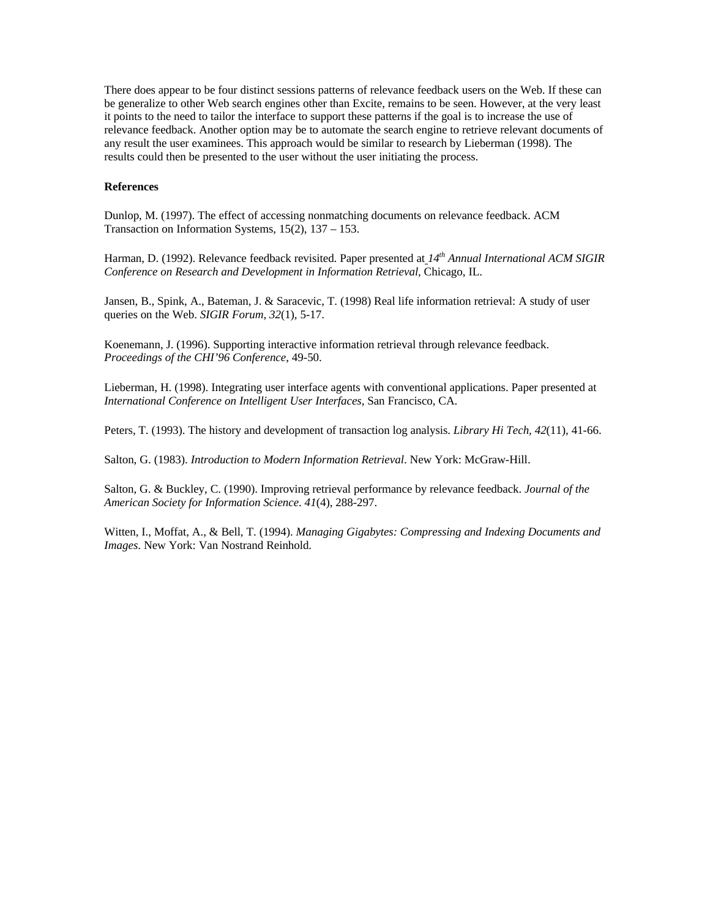There does appear to be four distinct sessions patterns of relevance feedback users on the Web. If these can be generalize to other Web search engines other than Excite, remains to be seen. However, at the very least it points to the need to tailor the interface to support these patterns if the goal is to increase the use of relevance feedback. Another option may be to automate the search engine to retrieve relevant documents of any result the user examinees. This approach would be similar to research by Lieberman (1998). The results could then be presented to the user without the user initiating the process.

**References**

Dunlop, M. (1997). The effect of accessing nonmatching documents on relevance feedback. ACM Transaction on Information Systems, 15(2), 137 – 153.

Harman, D. (1992). Relevance feedback revisited. Paper presented at *14th Annual International ACM SIGIR Conference on Research and Development in Information Retrieval*, Chicago, IL.

Jansen, B., Spink, A., Bateman, J. & Saracevic, T. (1998) Real life information retrieval: A study of user queries on the Web. *SIGIR Forum, 32*(1), 5-17.

Koenemann, J. (1996). Supporting interactive information retrieval through relevance feedback. *Proceedings of the CHI'96 Conference*, 49-50.

Lieberman, H. (1998). Integrating user interface agents with conventional applications. Paper presented at *International Conference on Intelligent User Interfaces,* San Francisco, CA.

Peters, T. (1993). The history and development of transaction log analysis. *Library Hi Tech, 42*(11), 41-66.

Salton, G. (1983). *Introduction to Modern Information Retrieval*. New York: McGraw-Hill.

Salton, G. & Buckley, C. (1990). Improving retrieval performance by relevance feedback. *Journal of the American Society for Information Science*. *41*(4), 288-297.

Witten, I., Moffat, A., & Bell, T. (1994). *Managing Gigabytes: Compressing and Indexing Documents and Images*. New York: Van Nostrand Reinhold.